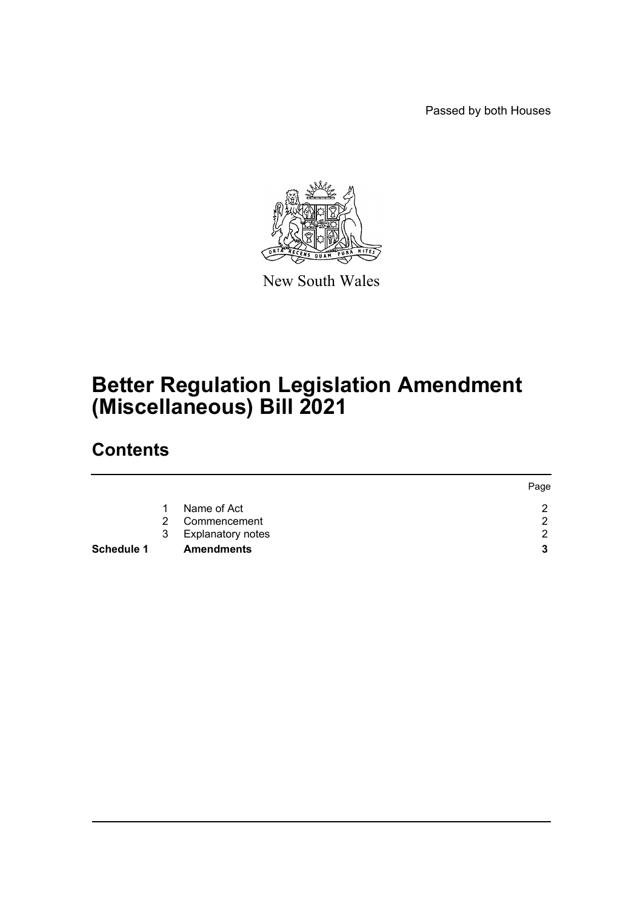Passed by both Houses

New South Wales

# Better Regulation Legislation Amendment (Miscellaneous) Bill 2021

## Contents

| | | | Page |
|---|---|---|---|
| | 1 | Name of Act | 2 |
| | 2 | Commencement | 2 |
| | 3 | Explanatory notes | 2 |
| **Schedule 1** | | **Amendments** | **3** |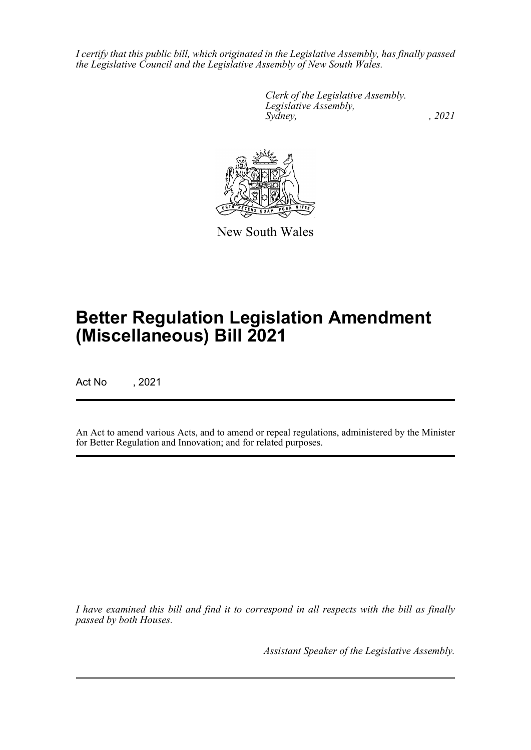*I certify that this public bill, which originated in the Legislative Assembly, has finally passed the Legislative Council and the Legislative Assembly of New South Wales.*

*Clerk of the Legislative Assembly.*
*Legislative Assembly,*
*Sydney, , 2021*

New South Wales

# Better Regulation Legislation Amendment (Miscellaneous) Bill 2021

Act No , 2021

An Act to amend various Acts, and to amend or repeal regulations, administered by the Minister for Better Regulation and Innovation; and for related purposes.

*I have examined this bill and find it to correspond in all respects with the bill as finally passed by both Houses.*

*Assistant Speaker of the Legislative Assembly.*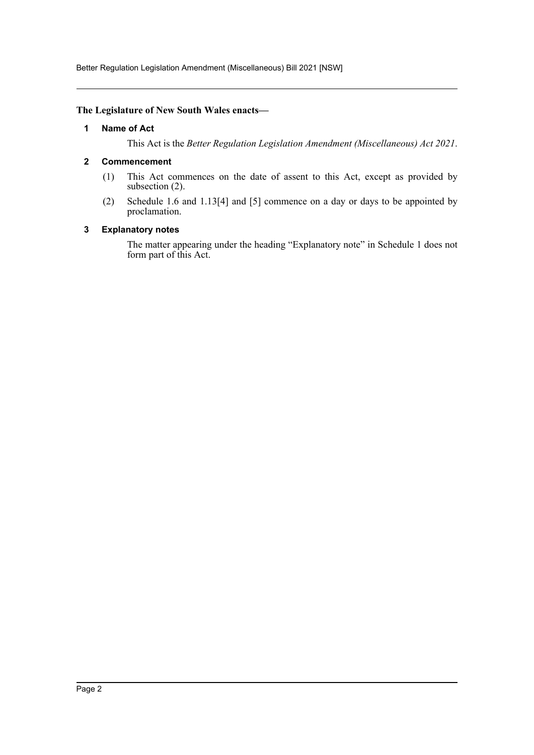**The Legislature of New South Wales enacts—**

### 1 Name of Act

This Act is the *Better Regulation Legislation Amendment (Miscellaneous) Act 2021*.

### 2 Commencement

(1) This Act commences on the date of assent to this Act, except as provided by subsection (2).

(2) Schedule 1.6 and 1.13[4] and [5] commence on a day or days to be appointed by proclamation.

### 3 Explanatory notes

The matter appearing under the heading "Explanatory note" in Schedule 1 does not form part of this Act.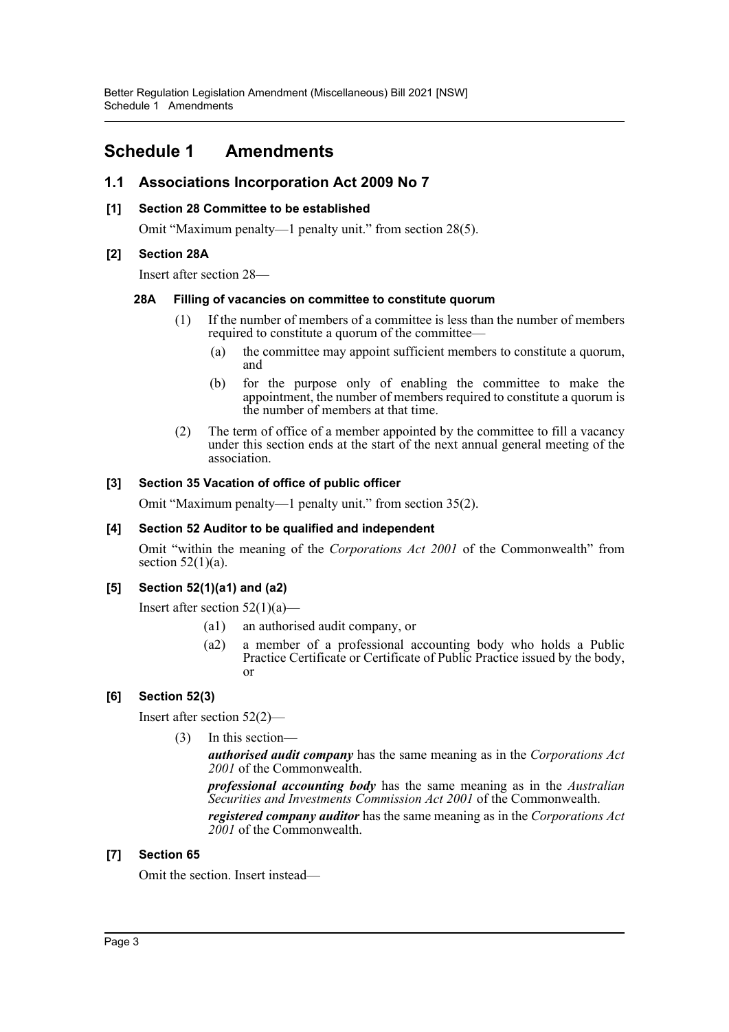# Schedule 1 Amendments

## 1.1 Associations Incorporation Act 2009 No 7

### [1] Section 28 Committee to be established

Omit "Maximum penalty—1 penalty unit." from section 28(5).

### [2] Section 28A

Insert after section 28—

#### 28A Filling of vacancies on committee to constitute quorum

(1) If the number of members of a committee is less than the number of members required to constitute a quorum of the committee—

(a) the committee may appoint sufficient members to constitute a quorum, and

(b) for the purpose only of enabling the committee to make the appointment, the number of members required to constitute a quorum is the number of members at that time.

(2) The term of office of a member appointed by the committee to fill a vacancy under this section ends at the start of the next annual general meeting of the association.

### [3] Section 35 Vacation of office of public officer

Omit "Maximum penalty—1 penalty unit." from section 35(2).

### [4] Section 52 Auditor to be qualified and independent

Omit "within the meaning of the *Corporations Act 2001* of the Commonwealth" from section 52(1)(a).

### [5] Section 52(1)(a1) and (a2)

Insert after section 52(1)(a)—

(a1) an authorised audit company, or

(a2) a member of a professional accounting body who holds a Public Practice Certificate or Certificate of Public Practice issued by the body, or

### [6] Section 52(3)

Insert after section 52(2)—

(3) In this section—

***authorised audit company*** has the same meaning as in the *Corporations Act 2001* of the Commonwealth.

***professional accounting body*** has the same meaning as in the *Australian Securities and Investments Commission Act 2001* of the Commonwealth.

***registered company auditor*** has the same meaning as in the *Corporations Act 2001* of the Commonwealth.

### [7] Section 65

Omit the section. Insert instead—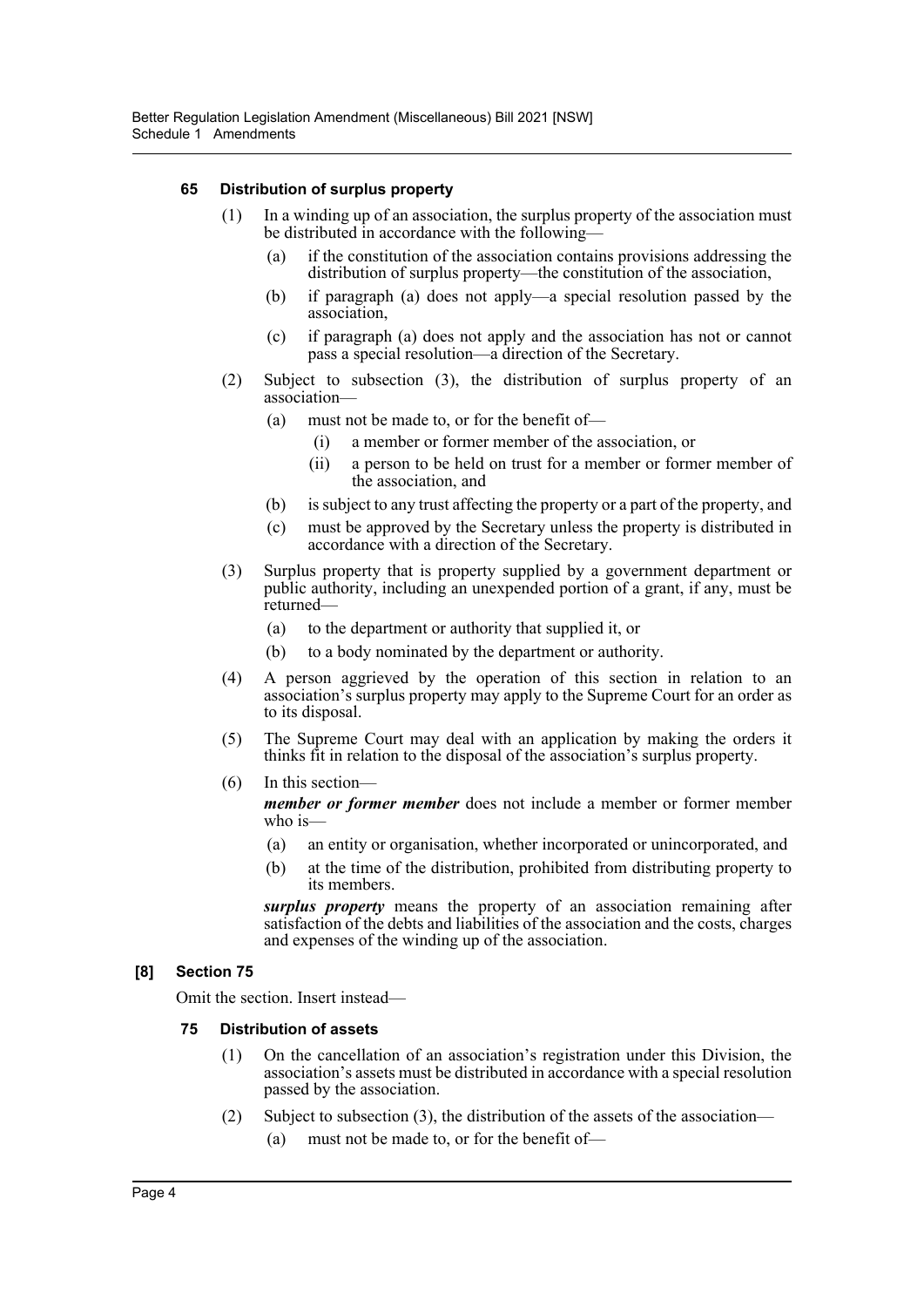### 65 Distribution of surplus property

(1) In a winding up of an association, the surplus property of the association must be distributed in accordance with the following—

(a) if the constitution of the association contains provisions addressing the distribution of surplus property—the constitution of the association,

(b) if paragraph (a) does not apply—a special resolution passed by the association,

(c) if paragraph (a) does not apply and the association has not or cannot pass a special resolution—a direction of the Secretary.

(2) Subject to subsection (3), the distribution of surplus property of an association—

(a) must not be made to, or for the benefit of—

(i) a member or former member of the association, or

(ii) a person to be held on trust for a member or former member of the association, and

(b) is subject to any trust affecting the property or a part of the property, and

(c) must be approved by the Secretary unless the property is distributed in accordance with a direction of the Secretary.

(3) Surplus property that is property supplied by a government department or public authority, including an unexpended portion of a grant, if any, must be returned—

(a) to the department or authority that supplied it, or

(b) to a body nominated by the department or authority.

(4) A person aggrieved by the operation of this section in relation to an association's surplus property may apply to the Supreme Court for an order as to its disposal.

(5) The Supreme Court may deal with an application by making the orders it thinks fit in relation to the disposal of the association's surplus property.

(6) In this section—

***member or former member*** does not include a member or former member who is—

(a) an entity or organisation, whether incorporated or unincorporated, and

(b) at the time of the distribution, prohibited from distributing property to its members.

***surplus property*** means the property of an association remaining after satisfaction of the debts and liabilities of the association and the costs, charges and expenses of the winding up of the association.

## [8] Section 75

Omit the section. Insert instead—

### 75 Distribution of assets

(1) On the cancellation of an association's registration under this Division, the association's assets must be distributed in accordance with a special resolution passed by the association.

(2) Subject to subsection (3), the distribution of the assets of the association—

(a) must not be made to, or for the benefit of—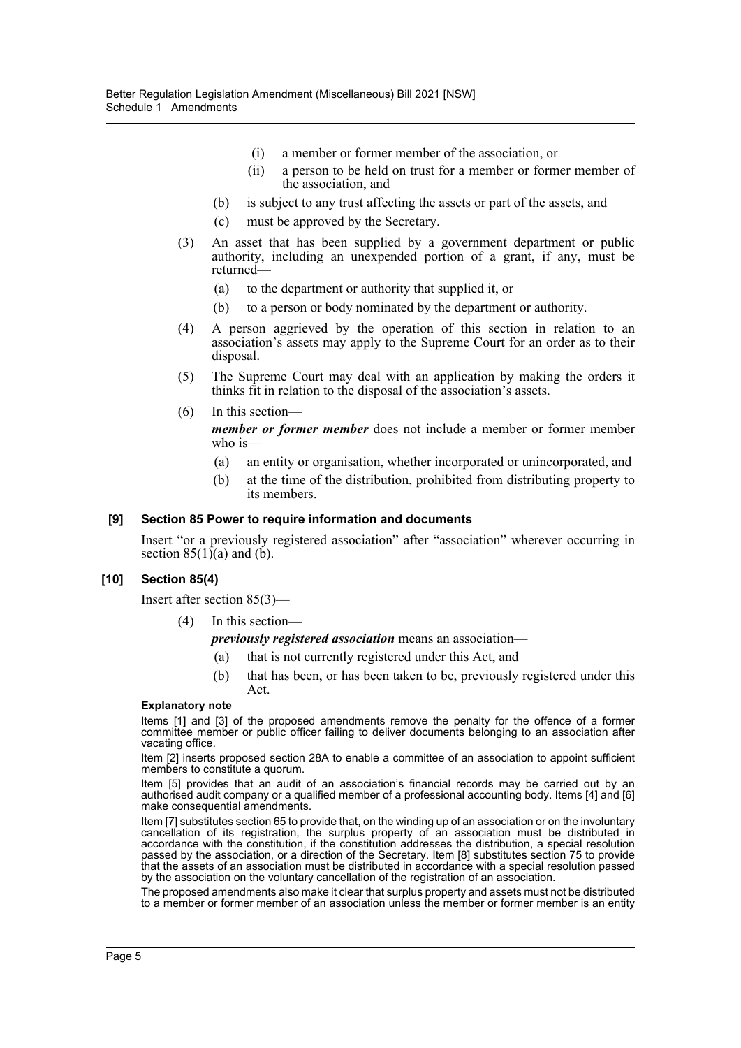(i) a member or former member of the association, or

(ii) a person to be held on trust for a member or former member of the association, and

(b) is subject to any trust affecting the assets or part of the assets, and

(c) must be approved by the Secretary.

(3) An asset that has been supplied by a government department or public authority, including an unexpended portion of a grant, if any, must be returned—

(a) to the department or authority that supplied it, or

(b) to a person or body nominated by the department or authority.

(4) A person aggrieved by the operation of this section in relation to an association's assets may apply to the Supreme Court for an order as to their disposal.

(5) The Supreme Court may deal with an application by making the orders it thinks fit in relation to the disposal of the association's assets.

(6) In this section—

***member or former member*** does not include a member or former member who is—

(a) an entity or organisation, whether incorporated or unincorporated, and

(b) at the time of the distribution, prohibited from distributing property to its members.

#### [9] Section 85 Power to require information and documents

Insert "or a previously registered association" after "association" wherever occurring in section 85(1)(a) and (b).

#### [10] Section 85(4)

Insert after section 85(3)—

(4) In this section—

***previously registered association*** means an association—

(a) that is not currently registered under this Act, and

(b) that has been, or has been taken to be, previously registered under this Act.

**Explanatory note**

Items [1] and [3] of the proposed amendments remove the penalty for the offence of a former committee member or public officer failing to deliver documents belonging to an association after vacating office.

Item [2] inserts proposed section 28A to enable a committee of an association to appoint sufficient members to constitute a quorum.

Item [5] provides that an audit of an association's financial records may be carried out by an authorised audit company or a qualified member of a professional accounting body. Items [4] and [6] make consequential amendments.

Item [7] substitutes section 65 to provide that, on the winding up of an association or on the involuntary cancellation of its registration, the surplus property of an association must be distributed in accordance with the constitution, if the constitution addresses the distribution, a special resolution passed by the association, or a direction of the Secretary. Item [8] substitutes section 75 to provide that the assets of an association must be distributed in accordance with a special resolution passed by the association on the voluntary cancellation of the registration of an association.

The proposed amendments also make it clear that surplus property and assets must not be distributed to a member or former member of an association unless the member or former member is an entity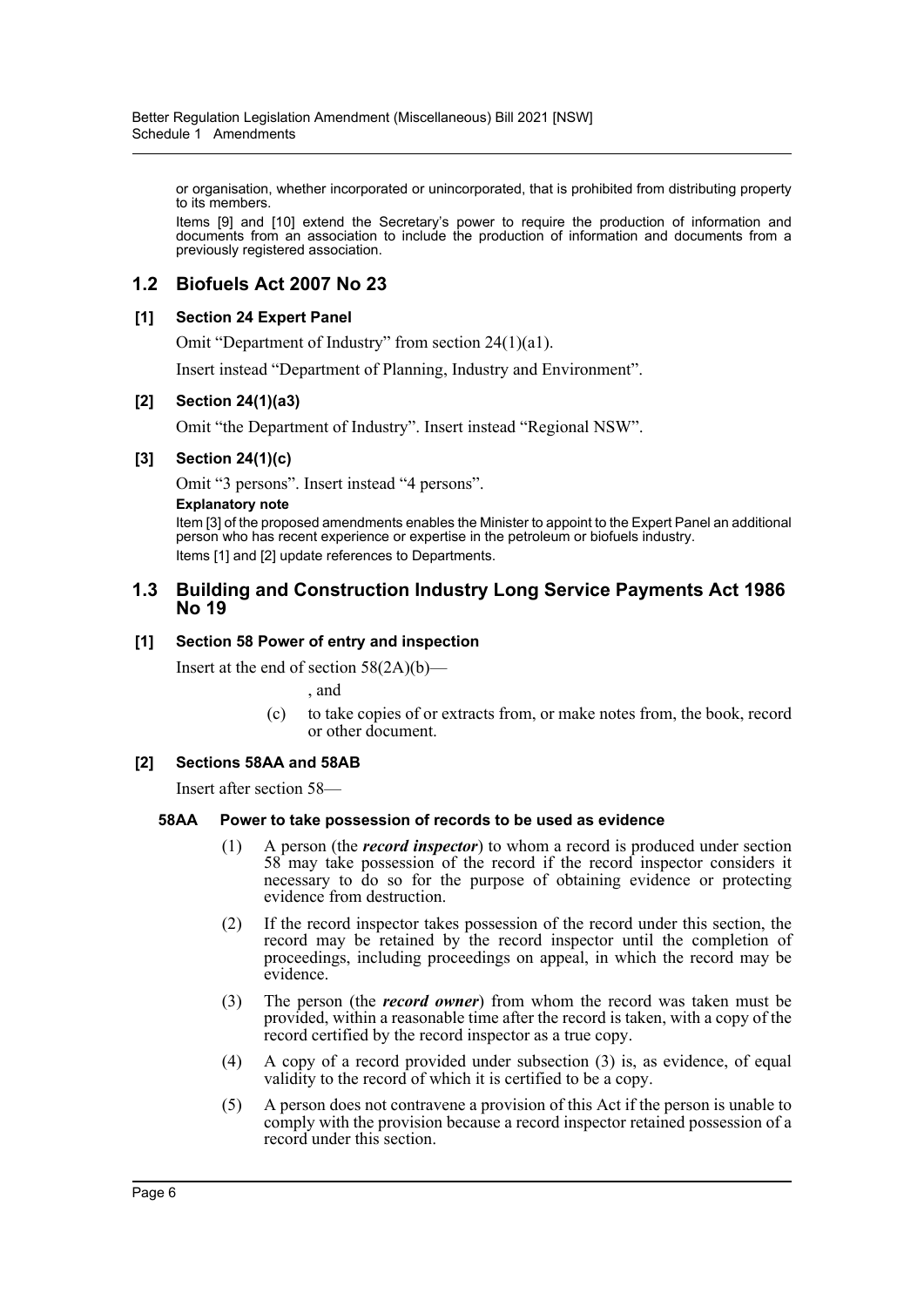or organisation, whether incorporated or unincorporated, that is prohibited from distributing property to its members.

Items [9] and [10] extend the Secretary's power to require the production of information and documents from an association to include the production of information and documents from a previously registered association.

## 1.2 Biofuels Act 2007 No 23

### [1] Section 24 Expert Panel

Omit "Department of Industry" from section 24(1)(a1).

Insert instead "Department of Planning, Industry and Environment".

### [2] Section 24(1)(a3)

Omit "the Department of Industry". Insert instead "Regional NSW".

### [3] Section 24(1)(c)

Omit "3 persons". Insert instead "4 persons".

**Explanatory note**

Item [3] of the proposed amendments enables the Minister to appoint to the Expert Panel an additional person who has recent experience or expertise in the petroleum or biofuels industry.

Items [1] and [2] update references to Departments.

## 1.3 Building and Construction Industry Long Service Payments Act 1986 No 19

### [1] Section 58 Power of entry and inspection

Insert at the end of section 58(2A)(b)—

, and

(c) to take copies of or extracts from, or make notes from, the book, record or other document.

### [2] Sections 58AA and 58AB

Insert after section 58—

**58AA Power to take possession of records to be used as evidence**

(1) A person (the ***record inspector***) to whom a record is produced under section 58 may take possession of the record if the record inspector considers it necessary to do so for the purpose of obtaining evidence or protecting evidence from destruction.

(2) If the record inspector takes possession of the record under this section, the record may be retained by the record inspector until the completion of proceedings, including proceedings on appeal, in which the record may be evidence.

(3) The person (the ***record owner***) from whom the record was taken must be provided, within a reasonable time after the record is taken, with a copy of the record certified by the record inspector as a true copy.

(4) A copy of a record provided under subsection (3) is, as evidence, of equal validity to the record of which it is certified to be a copy.

(5) A person does not contravene a provision of this Act if the person is unable to comply with the provision because a record inspector retained possession of a record under this section.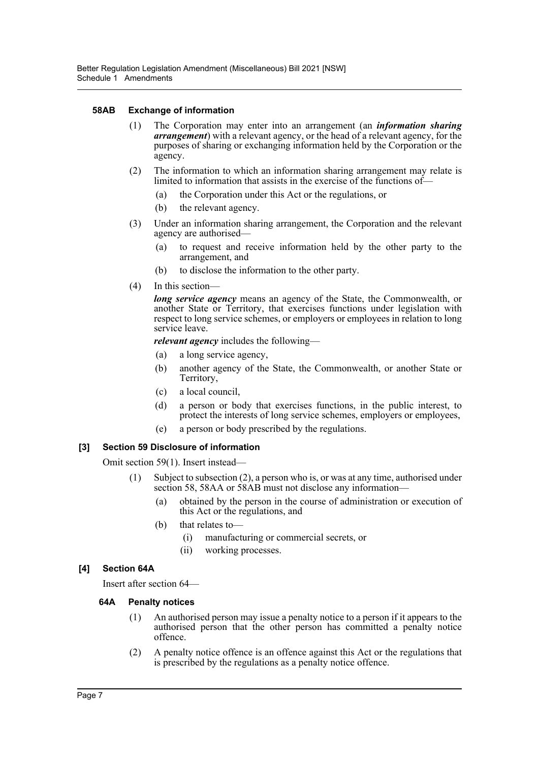#### 58AB Exchange of information

(1) The Corporation may enter into an arrangement (an ***information sharing arrangement***) with a relevant agency, or the head of a relevant agency, for the purposes of sharing or exchanging information held by the Corporation or the agency.

(2) The information to which an information sharing arrangement may relate is limited to information that assists in the exercise of the functions of—

(a) the Corporation under this Act or the regulations, or

(b) the relevant agency.

(3) Under an information sharing arrangement, the Corporation and the relevant agency are authorised—

(a) to request and receive information held by the other party to the arrangement, and

(b) to disclose the information to the other party.

(4) In this section—

***long service agency*** means an agency of the State, the Commonwealth, or another State or Territory, that exercises functions under legislation with respect to long service schemes, or employers or employees in relation to long service leave.

***relevant agency*** includes the following—

(a) a long service agency,

(b) another agency of the State, the Commonwealth, or another State or Territory,

(c) a local council,

(d) a person or body that exercises functions, in the public interest, to protect the interests of long service schemes, employers or employees,

(e) a person or body prescribed by the regulations.

### [3] Section 59 Disclosure of information

Omit section 59(1). Insert instead—

(1) Subject to subsection (2), a person who is, or was at any time, authorised under section 58, 58AA or 58AB must not disclose any information—

(a) obtained by the person in the course of administration or execution of this Act or the regulations, and

(b) that relates to—

(i) manufacturing or commercial secrets, or

(ii) working processes.

### [4] Section 64A

Insert after section 64—

#### 64A Penalty notices

(1) An authorised person may issue a penalty notice to a person if it appears to the authorised person that the other person has committed a penalty notice offence.

(2) A penalty notice offence is an offence against this Act or the regulations that is prescribed by the regulations as a penalty notice offence.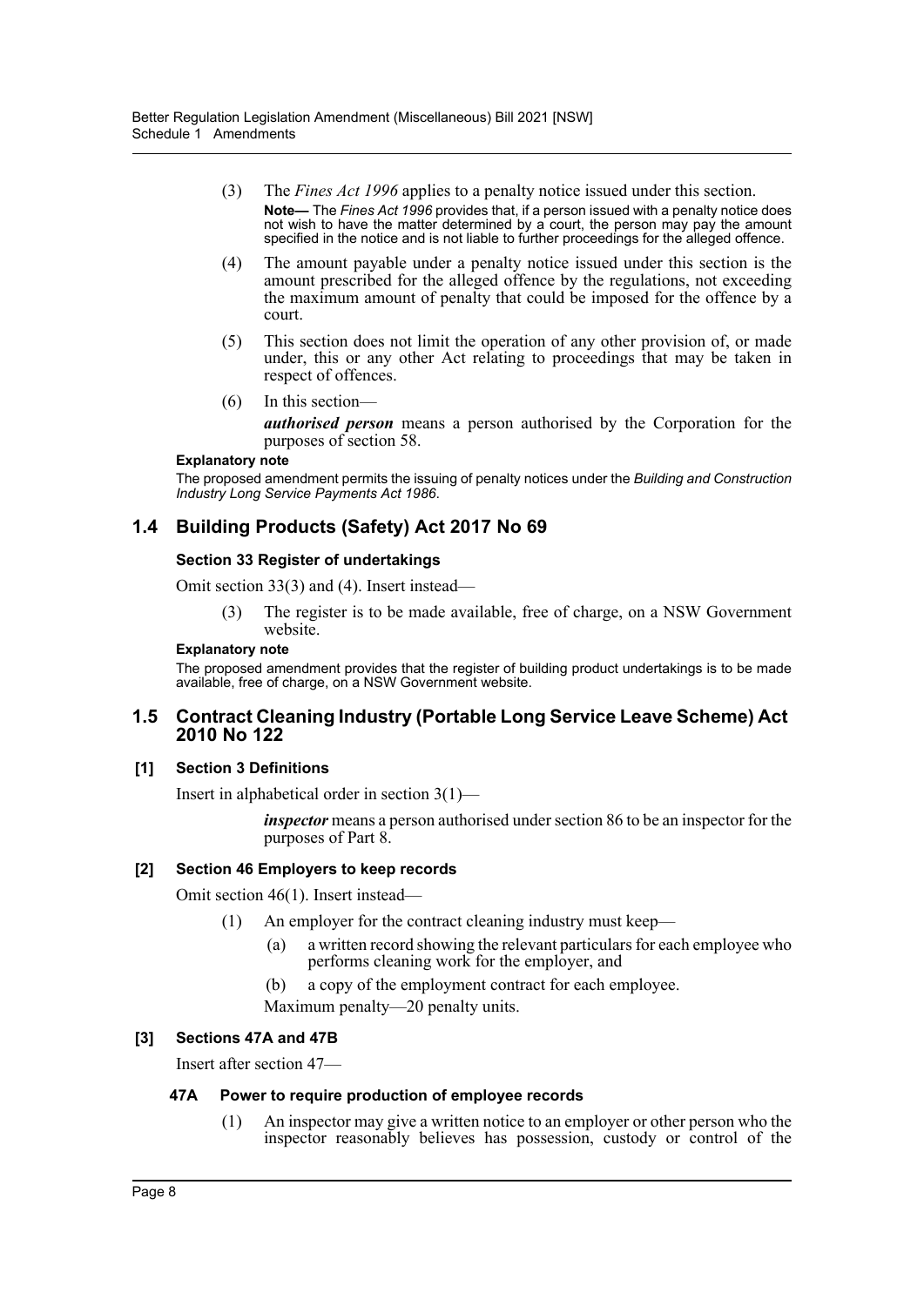(3) The *Fines Act 1996* applies to a penalty notice issued under this section.

**Note—** The *Fines Act 1996* provides that, if a person issued with a penalty notice does not wish to have the matter determined by a court, the person may pay the amount specified in the notice and is not liable to further proceedings for the alleged offence.

(4) The amount payable under a penalty notice issued under this section is the amount prescribed for the alleged offence by the regulations, not exceeding the maximum amount of penalty that could be imposed for the offence by a court.

(5) This section does not limit the operation of any other provision of, or made under, this or any other Act relating to proceedings that may be taken in respect of offences.

(6) In this section—

***authorised person*** means a person authorised by the Corporation for the purposes of section 58.

**Explanatory note**

The proposed amendment permits the issuing of penalty notices under the *Building and Construction Industry Long Service Payments Act 1986*.

## 1.4 Building Products (Safety) Act 2017 No 69

### Section 33 Register of undertakings

Omit section 33(3) and (4). Insert instead—

(3) The register is to be made available, free of charge, on a NSW Government website.

**Explanatory note**

The proposed amendment provides that the register of building product undertakings is to be made available, free of charge, on a NSW Government website.

## 1.5 Contract Cleaning Industry (Portable Long Service Leave Scheme) Act 2010 No 122

### [1] Section 3 Definitions

Insert in alphabetical order in section 3(1)—

***inspector*** means a person authorised under section 86 to be an inspector for the purposes of Part 8.

### [2] Section 46 Employers to keep records

Omit section 46(1). Insert instead—

(1) An employer for the contract cleaning industry must keep—

(a) a written record showing the relevant particulars for each employee who performs cleaning work for the employer, and

(b) a copy of the employment contract for each employee.

Maximum penalty—20 penalty units.

### [3] Sections 47A and 47B

Insert after section 47—

#### 47A Power to require production of employee records

(1) An inspector may give a written notice to an employer or other person who the inspector reasonably believes has possession, custody or control of the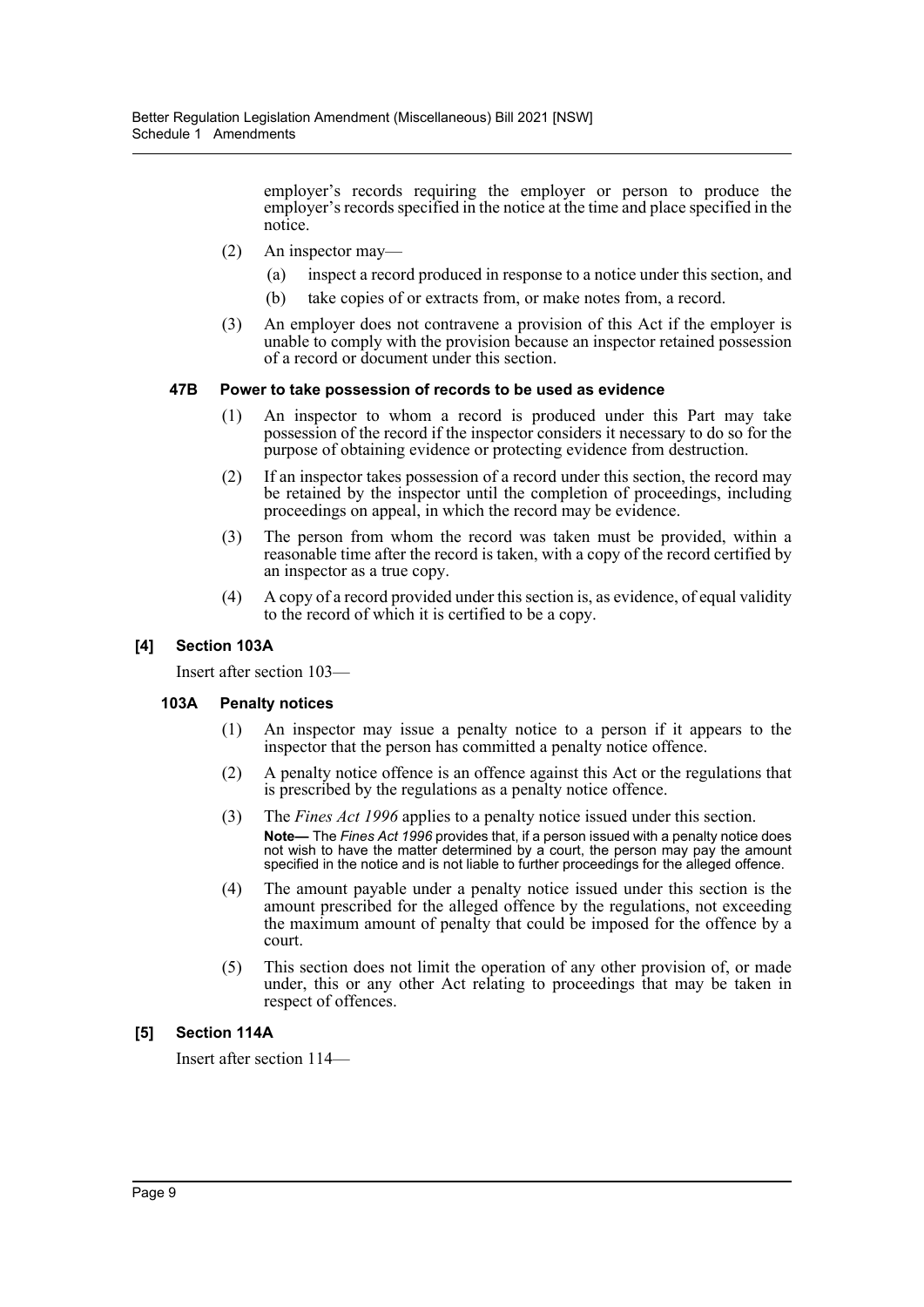employer's records requiring the employer or person to produce the employer's records specified in the notice at the time and place specified in the notice.

(2) An inspector may—

(a) inspect a record produced in response to a notice under this section, and

(b) take copies of or extracts from, or make notes from, a record.

(3) An employer does not contravene a provision of this Act if the employer is unable to comply with the provision because an inspector retained possession of a record or document under this section.

#### 47B Power to take possession of records to be used as evidence

(1) An inspector to whom a record is produced under this Part may take possession of the record if the inspector considers it necessary to do so for the purpose of obtaining evidence or protecting evidence from destruction.

(2) If an inspector takes possession of a record under this section, the record may be retained by the inspector until the completion of proceedings, including proceedings on appeal, in which the record may be evidence.

(3) The person from whom the record was taken must be provided, within a reasonable time after the record is taken, with a copy of the record certified by an inspector as a true copy.

(4) A copy of a record provided under this section is, as evidence, of equal validity to the record of which it is certified to be a copy.

### [4] Section 103A

Insert after section 103—

#### 103A Penalty notices

(1) An inspector may issue a penalty notice to a person if it appears to the inspector that the person has committed a penalty notice offence.

(2) A penalty notice offence is an offence against this Act or the regulations that is prescribed by the regulations as a penalty notice offence.

(3) The *Fines Act 1996* applies to a penalty notice issued under this section.

**Note—** The *Fines Act 1996* provides that, if a person issued with a penalty notice does not wish to have the matter determined by a court, the person may pay the amount specified in the notice and is not liable to further proceedings for the alleged offence.

(4) The amount payable under a penalty notice issued under this section is the amount prescribed for the alleged offence by the regulations, not exceeding the maximum amount of penalty that could be imposed for the offence by a court.

(5) This section does not limit the operation of any other provision of, or made under, this or any other Act relating to proceedings that may be taken in respect of offences.

### [5] Section 114A

Insert after section 114—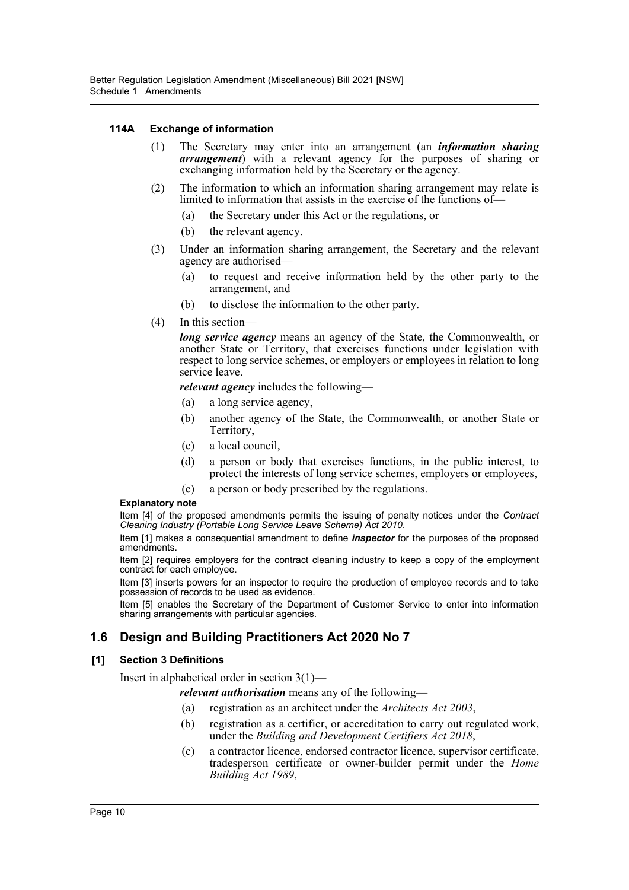#### 114A Exchange of information

(1) The Secretary may enter into an arrangement (an ***information sharing arrangement***) with a relevant agency for the purposes of sharing or exchanging information held by the Secretary or the agency.

(2) The information to which an information sharing arrangement may relate is limited to information that assists in the exercise of the functions of—

- (a) the Secretary under this Act or the regulations, or
- (b) the relevant agency.

(3) Under an information sharing arrangement, the Secretary and the relevant agency are authorised—

- (a) to request and receive information held by the other party to the arrangement, and
- (b) to disclose the information to the other party.

(4) In this section—

***long service agency*** means an agency of the State, the Commonwealth, or another State or Territory, that exercises functions under legislation with respect to long service schemes, or employers or employees in relation to long service leave.

***relevant agency*** includes the following—

- (a) a long service agency,
- (b) another agency of the State, the Commonwealth, or another State or Territory,
- (c) a local council,
- (d) a person or body that exercises functions, in the public interest, to protect the interests of long service schemes, employers or employees,
- (e) a person or body prescribed by the regulations.

**Explanatory note**

Item [4] of the proposed amendments permits the issuing of penalty notices under the *Contract Cleaning Industry (Portable Long Service Leave Scheme) Act 2010*.

Item [1] makes a consequential amendment to define ***inspector*** for the purposes of the proposed amendments.

Item [2] requires employers for the contract cleaning industry to keep a copy of the employment contract for each employee.

Item [3] inserts powers for an inspector to require the production of employee records and to take possession of records to be used as evidence.

Item [5] enables the Secretary of the Department of Customer Service to enter into information sharing arrangements with particular agencies.

## 1.6 Design and Building Practitioners Act 2020 No 7

### [1] Section 3 Definitions

Insert in alphabetical order in section 3(1)—

***relevant authorisation*** means any of the following—

- (a) registration as an architect under the *Architects Act 2003*,
- (b) registration as a certifier, or accreditation to carry out regulated work, under the *Building and Development Certifiers Act 2018*,
- (c) a contractor licence, endorsed contractor licence, supervisor certificate, tradesperson certificate or owner-builder permit under the *Home Building Act 1989*,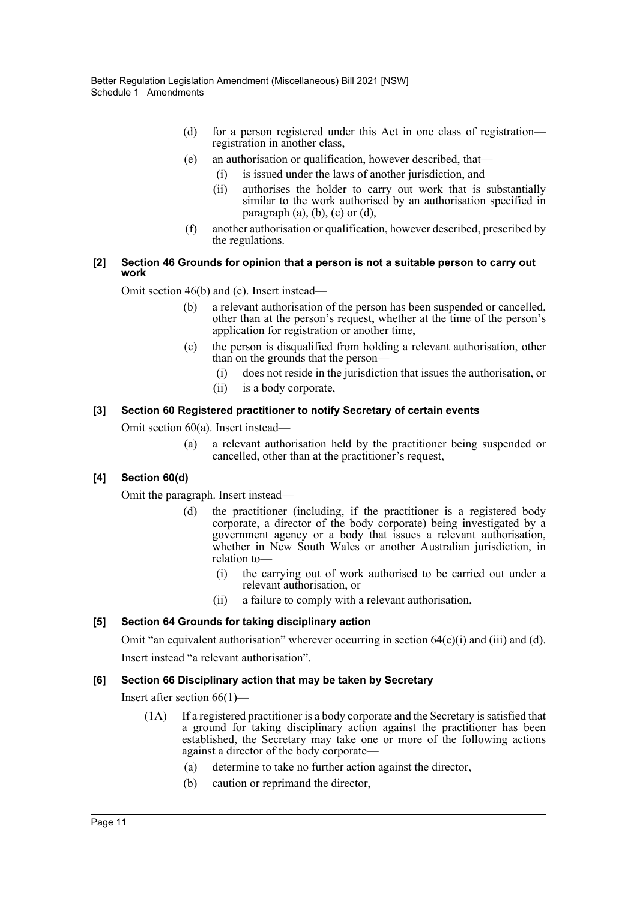(d) for a person registered under this Act in one class of registration—registration in another class,

(e) an authorisation or qualification, however described, that—

(i) is issued under the laws of another jurisdiction, and

(ii) authorises the holder to carry out work that is substantially similar to the work authorised by an authorisation specified in paragraph (a), (b), (c) or (d),

(f) another authorisation or qualification, however described, prescribed by the regulations.

**[2] Section 46 Grounds for opinion that a person is not a suitable person to carry out work**

Omit section 46(b) and (c). Insert instead—

(b) a relevant authorisation of the person has been suspended or cancelled, other than at the person's request, whether at the time of the person's application for registration or another time,

(c) the person is disqualified from holding a relevant authorisation, other than on the grounds that the person—

(i) does not reside in the jurisdiction that issues the authorisation, or

(ii) is a body corporate,

**[3] Section 60 Registered practitioner to notify Secretary of certain events**

Omit section 60(a). Insert instead—

(a) a relevant authorisation held by the practitioner being suspended or cancelled, other than at the practitioner's request,

**[4] Section 60(d)**

Omit the paragraph. Insert instead—

(d) the practitioner (including, if the practitioner is a registered body corporate, a director of the body corporate) being investigated by a government agency or a body that issues a relevant authorisation, whether in New South Wales or another Australian jurisdiction, in relation to—

(i) the carrying out of work authorised to be carried out under a relevant authorisation, or

(ii) a failure to comply with a relevant authorisation,

**[5] Section 64 Grounds for taking disciplinary action**

Omit "an equivalent authorisation" wherever occurring in section 64(c)(i) and (iii) and (d). Insert instead "a relevant authorisation".

**[6] Section 66 Disciplinary action that may be taken by Secretary**

Insert after section 66(1)—

(1A) If a registered practitioner is a body corporate and the Secretary is satisfied that a ground for taking disciplinary action against the practitioner has been established, the Secretary may take one or more of the following actions against a director of the body corporate—

(a) determine to take no further action against the director,

(b) caution or reprimand the director,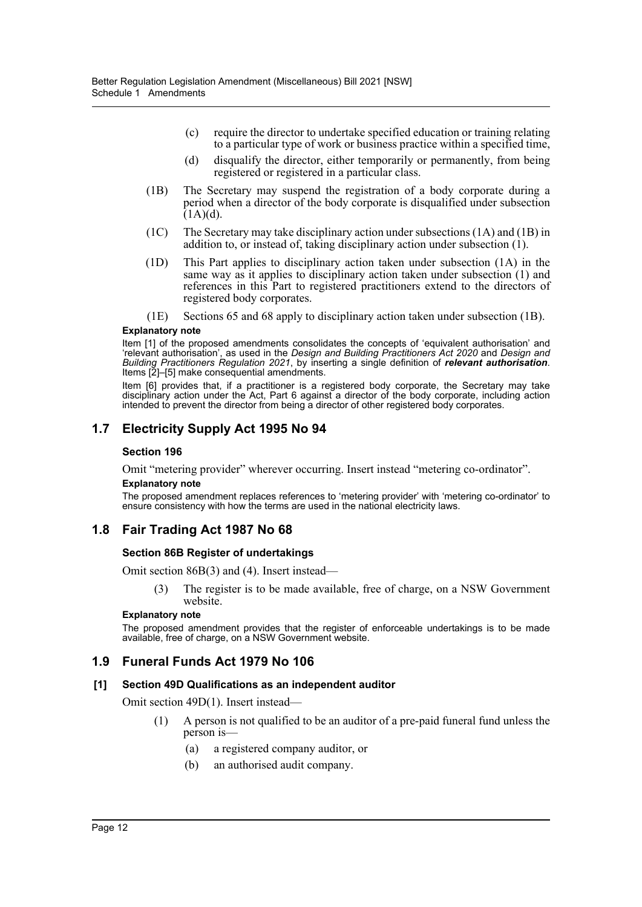(c) require the director to undertake specified education or training relating to a particular type of work or business practice within a specified time,

(d) disqualify the director, either temporarily or permanently, from being registered or registered in a particular class.

(1B) The Secretary may suspend the registration of a body corporate during a period when a director of the body corporate is disqualified under subsection (1A)(d).

(1C) The Secretary may take disciplinary action under subsections (1A) and (1B) in addition to, or instead of, taking disciplinary action under subsection (1).

(1D) This Part applies to disciplinary action taken under subsection (1A) in the same way as it applies to disciplinary action taken under subsection (1) and references in this Part to registered practitioners extend to the directors of registered body corporates.

(1E) Sections 65 and 68 apply to disciplinary action taken under subsection (1B).

**Explanatory note**

Item [1] of the proposed amendments consolidates the concepts of 'equivalent authorisation' and 'relevant authorisation', as used in the *Design and Building Practitioners Act 2020* and *Design and Building Practitioners Regulation 2021*, by inserting a single definition of ***relevant authorisation***. Items [2]–[5] make consequential amendments.

Item [6] provides that, if a practitioner is a registered body corporate, the Secretary may take disciplinary action under the Act, Part 6 against a director of the body corporate, including action intended to prevent the director from being a director of other registered body corporates.

## 1.7 Electricity Supply Act 1995 No 94

### Section 196

Omit "metering provider" wherever occurring. Insert instead "metering co-ordinator".

**Explanatory note**

The proposed amendment replaces references to 'metering provider' with 'metering co-ordinator' to ensure consistency with how the terms are used in the national electricity laws.

## 1.8 Fair Trading Act 1987 No 68

### Section 86B Register of undertakings

Omit section 86B(3) and (4). Insert instead—

(3) The register is to be made available, free of charge, on a NSW Government website.

**Explanatory note**

The proposed amendment provides that the register of enforceable undertakings is to be made available, free of charge, on a NSW Government website.

## 1.9 Funeral Funds Act 1979 No 106

### [1] Section 49D Qualifications as an independent auditor

Omit section 49D(1). Insert instead—

(1) A person is not qualified to be an auditor of a pre-paid funeral fund unless the person is—

(a) a registered company auditor, or

(b) an authorised audit company.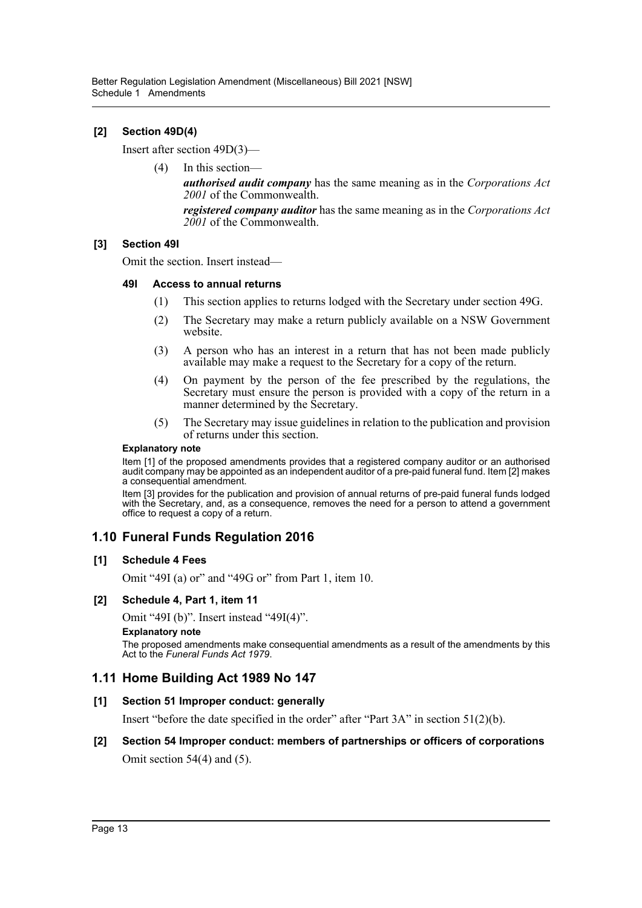### [2] Section 49D(4)

Insert after section 49D(3)—

(4) In this section—

***authorised audit company*** has the same meaning as in the *Corporations Act 2001* of the Commonwealth.

***registered company auditor*** has the same meaning as in the *Corporations Act 2001* of the Commonwealth.

### [3] Section 49I

Omit the section. Insert instead—

#### 49I Access to annual returns

(1) This section applies to returns lodged with the Secretary under section 49G.

(2) The Secretary may make a return publicly available on a NSW Government website.

(3) A person who has an interest in a return that has not been made publicly available may make a request to the Secretary for a copy of the return.

(4) On payment by the person of the fee prescribed by the regulations, the Secretary must ensure the person is provided with a copy of the return in a manner determined by the Secretary.

(5) The Secretary may issue guidelines in relation to the publication and provision of returns under this section.

**Explanatory note**

Item [1] of the proposed amendments provides that a registered company auditor or an authorised audit company may be appointed as an independent auditor of a pre-paid funeral fund. Item [2] makes a consequential amendment.

Item [3] provides for the publication and provision of annual returns of pre-paid funeral funds lodged with the Secretary, and, as a consequence, removes the need for a person to attend a government office to request a copy of a return.

## 1.10 Funeral Funds Regulation 2016

### [1] Schedule 4 Fees

Omit "49I (a) or" and "49G or" from Part 1, item 10.

### [2] Schedule 4, Part 1, item 11

Omit "49I (b)". Insert instead "49I(4)".

**Explanatory note**

The proposed amendments make consequential amendments as a result of the amendments by this Act to the *Funeral Funds Act 1979*.

## 1.11 Home Building Act 1989 No 147

### [1] Section 51 Improper conduct: generally

Insert "before the date specified in the order" after "Part 3A" in section 51(2)(b).

### [2] Section 54 Improper conduct: members of partnerships or officers of corporations

Omit section 54(4) and (5).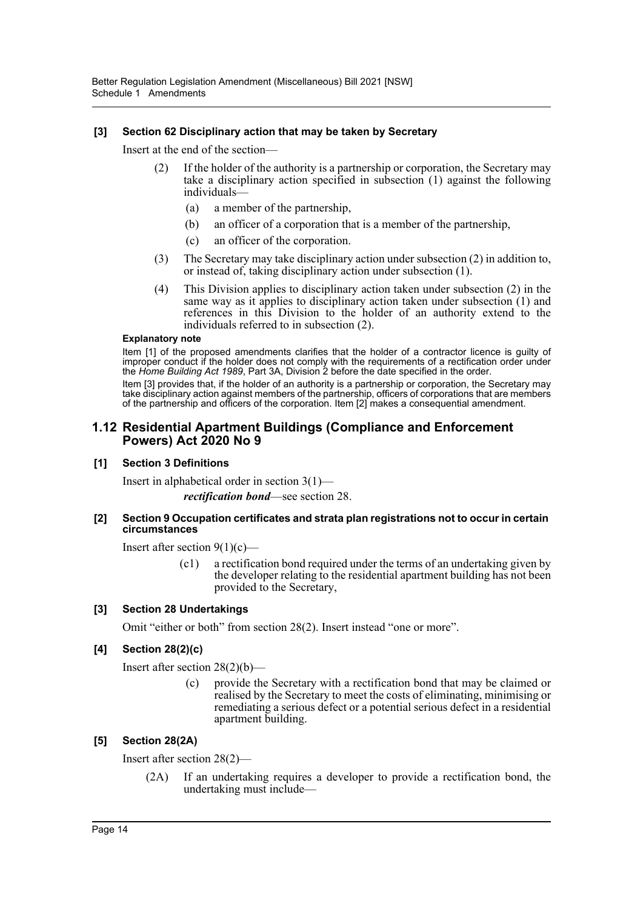**[3] Section 62 Disciplinary action that may be taken by Secretary**

Insert at the end of the section—

(2) If the holder of the authority is a partnership or corporation, the Secretary may take a disciplinary action specified in subsection (1) against the following individuals—

(a) a member of the partnership,

(b) an officer of a corporation that is a member of the partnership,

(c) an officer of the corporation.

(3) The Secretary may take disciplinary action under subsection (2) in addition to, or instead of, taking disciplinary action under subsection (1).

(4) This Division applies to disciplinary action taken under subsection (2) in the same way as it applies to disciplinary action taken under subsection (1) and references in this Division to the holder of an authority extend to the individuals referred to in subsection (2).

**Explanatory note**

Item [1] of the proposed amendments clarifies that the holder of a contractor licence is guilty of improper conduct if the holder does not comply with the requirements of a rectification order under the *Home Building Act 1989*, Part 3A, Division 2 before the date specified in the order.

Item [3] provides that, if the holder of an authority is a partnership or corporation, the Secretary may take disciplinary action against members of the partnership, officers of corporations that are members of the partnership and officers of the corporation. Item [2] makes a consequential amendment.

## 1.12 Residential Apartment Buildings (Compliance and Enforcement Powers) Act 2020 No 9

**[1] Section 3 Definitions**

Insert in alphabetical order in section 3(1)—

***rectification bond***—see section 28.

**[2] Section 9 Occupation certificates and strata plan registrations not to occur in certain circumstances**

Insert after section 9(1)(c)—

(c1) a rectification bond required under the terms of an undertaking given by the developer relating to the residential apartment building has not been provided to the Secretary,

**[3] Section 28 Undertakings**

Omit "either or both" from section 28(2). Insert instead "one or more".

**[4] Section 28(2)(c)**

Insert after section 28(2)(b)—

(c) provide the Secretary with a rectification bond that may be claimed or realised by the Secretary to meet the costs of eliminating, minimising or remediating a serious defect or a potential serious defect in a residential apartment building.

**[5] Section 28(2A)**

Insert after section 28(2)—

(2A) If an undertaking requires a developer to provide a rectification bond, the undertaking must include—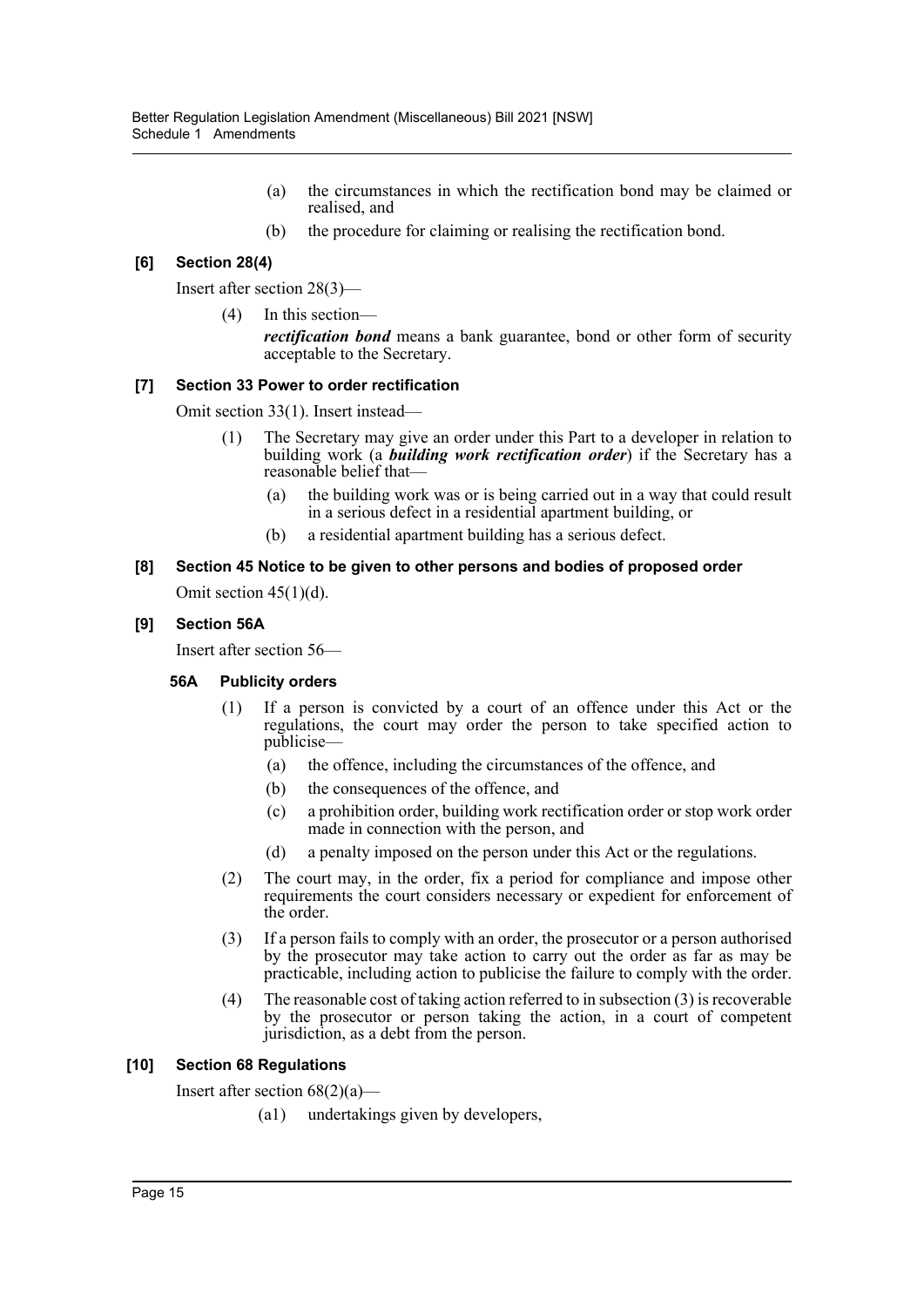(a) the circumstances in which the rectification bond may be claimed or realised, and

(b) the procedure for claiming or realising the rectification bond.

### [6] Section 28(4)

Insert after section 28(3)—

(4) In this section—

***rectification bond*** means a bank guarantee, bond or other form of security acceptable to the Secretary.

### [7] Section 33 Power to order rectification

Omit section 33(1). Insert instead—

(1) The Secretary may give an order under this Part to a developer in relation to building work (a ***building work rectification order***) if the Secretary has a reasonable belief that—

(a) the building work was or is being carried out in a way that could result in a serious defect in a residential apartment building, or

(b) a residential apartment building has a serious defect.

### [8] Section 45 Notice to be given to other persons and bodies of proposed order

Omit section 45(1)(d).

### [9] Section 56A

Insert after section 56—

#### 56A Publicity orders

(1) If a person is convicted by a court of an offence under this Act or the regulations, the court may order the person to take specified action to publicise—

(a) the offence, including the circumstances of the offence, and

(b) the consequences of the offence, and

(c) a prohibition order, building work rectification order or stop work order made in connection with the person, and

(d) a penalty imposed on the person under this Act or the regulations.

(2) The court may, in the order, fix a period for compliance and impose other requirements the court considers necessary or expedient for enforcement of the order.

(3) If a person fails to comply with an order, the prosecutor or a person authorised by the prosecutor may take action to carry out the order as far as may be practicable, including action to publicise the failure to comply with the order.

(4) The reasonable cost of taking action referred to in subsection (3) is recoverable by the prosecutor or person taking the action, in a court of competent jurisdiction, as a debt from the person.

### [10] Section 68 Regulations

Insert after section 68(2)(a)—

(a1) undertakings given by developers,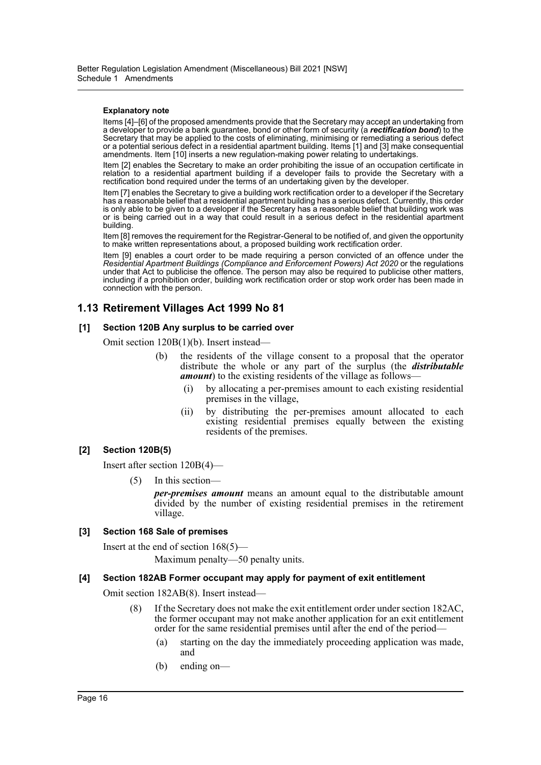**Explanatory note**

Items [4]–[6] of the proposed amendments provide that the Secretary may accept an undertaking from a developer to provide a bank guarantee, bond or other form of security (a ***rectification bond***) to the Secretary that may be applied to the costs of eliminating, minimising or remediating a serious defect or a potential serious defect in a residential apartment building. Items [1] and [3] make consequential amendments. Item [10] inserts a new regulation-making power relating to undertakings.

Item [2] enables the Secretary to make an order prohibiting the issue of an occupation certificate in relation to a residential apartment building if a developer fails to provide the Secretary with a rectification bond required under the terms of an undertaking given by the developer.

Item [7] enables the Secretary to give a building work rectification order to a developer if the Secretary has a reasonable belief that a residential apartment building has a serious defect. Currently, this order is only able to be given to a developer if the Secretary has a reasonable belief that building work was or is being carried out in a way that could result in a serious defect in the residential apartment building.

Item [8] removes the requirement for the Registrar-General to be notified of, and given the opportunity to make written representations about, a proposed building work rectification order.

Item [9] enables a court order to be made requiring a person convicted of an offence under the *Residential Apartment Buildings (Compliance and Enforcement Powers) Act 2020* or the regulations under that Act to publicise the offence. The person may also be required to publicise other matters, including if a prohibition order, building work rectification order or stop work order has been made in connection with the person.

## 1.13 Retirement Villages Act 1999 No 81

### [1] Section 120B Any surplus to be carried over

Omit section 120B(1)(b). Insert instead—

(b) the residents of the village consent to a proposal that the operator distribute the whole or any part of the surplus (the ***distributable amount***) to the existing residents of the village as follows—

(i) by allocating a per-premises amount to each existing residential premises in the village,

(ii) by distributing the per-premises amount allocated to each existing residential premises equally between the existing residents of the premises.

### [2] Section 120B(5)

Insert after section 120B(4)—

(5) In this section—

***per-premises amount*** means an amount equal to the distributable amount divided by the number of existing residential premises in the retirement village.

### [3] Section 168 Sale of premises

Insert at the end of section 168(5)—

Maximum penalty—50 penalty units.

### [4] Section 182AB Former occupant may apply for payment of exit entitlement

Omit section 182AB(8). Insert instead—

(8) If the Secretary does not make the exit entitlement order under section 182AC, the former occupant may not make another application for an exit entitlement order for the same residential premises until after the end of the period—

(a) starting on the day the immediately proceeding application was made, and

(b) ending on—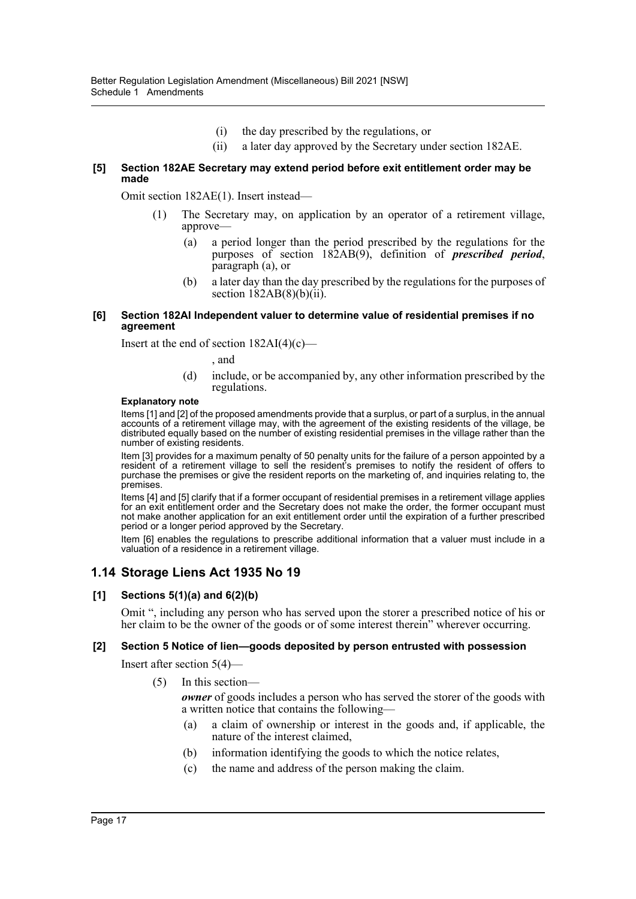(i) the day prescribed by the regulations, or

(ii) a later day approved by the Secretary under section 182AE.

#### [5] Section 182AE Secretary may extend period before exit entitlement order may be made

Omit section 182AE(1). Insert instead—

(1) The Secretary may, on application by an operator of a retirement village, approve—

(a) a period longer than the period prescribed by the regulations for the purposes of section 182AB(9), definition of ***prescribed period***, paragraph (a), or

(b) a later day than the day prescribed by the regulations for the purposes of section 182AB(8)(b)(ii).

#### [6] Section 182AI Independent valuer to determine value of residential premises if no agreement

Insert at the end of section 182AI(4)(c)—

, and

(d) include, or be accompanied by, any other information prescribed by the regulations.

**Explanatory note**

Items [1] and [2] of the proposed amendments provide that a surplus, or part of a surplus, in the annual accounts of a retirement village may, with the agreement of the existing residents of the village, be distributed equally based on the number of existing residential premises in the village rather than the number of existing residents.

Item [3] provides for a maximum penalty of 50 penalty units for the failure of a person appointed by a resident of a retirement village to sell the resident's premises to notify the resident of offers to purchase the premises or give the resident reports on the marketing of, and inquiries relating to, the premises.

Items [4] and [5] clarify that if a former occupant of residential premises in a retirement village applies for an exit entitlement order and the Secretary does not make the order, the former occupant must not make another application for an exit entitlement order until the expiration of a further prescribed period or a longer period approved by the Secretary.

Item [6] enables the regulations to prescribe additional information that a valuer must include in a valuation of a residence in a retirement village.

## 1.14 Storage Liens Act 1935 No 19

#### [1] Sections 5(1)(a) and 6(2)(b)

Omit ", including any person who has served upon the storer a prescribed notice of his or her claim to be the owner of the goods or of some interest therein" wherever occurring.

#### [2] Section 5 Notice of lien—goods deposited by person entrusted with possession

Insert after section 5(4)—

(5) In this section—

***owner*** of goods includes a person who has served the storer of the goods with a written notice that contains the following—

(a) a claim of ownership or interest in the goods and, if applicable, the nature of the interest claimed,

(b) information identifying the goods to which the notice relates,

(c) the name and address of the person making the claim.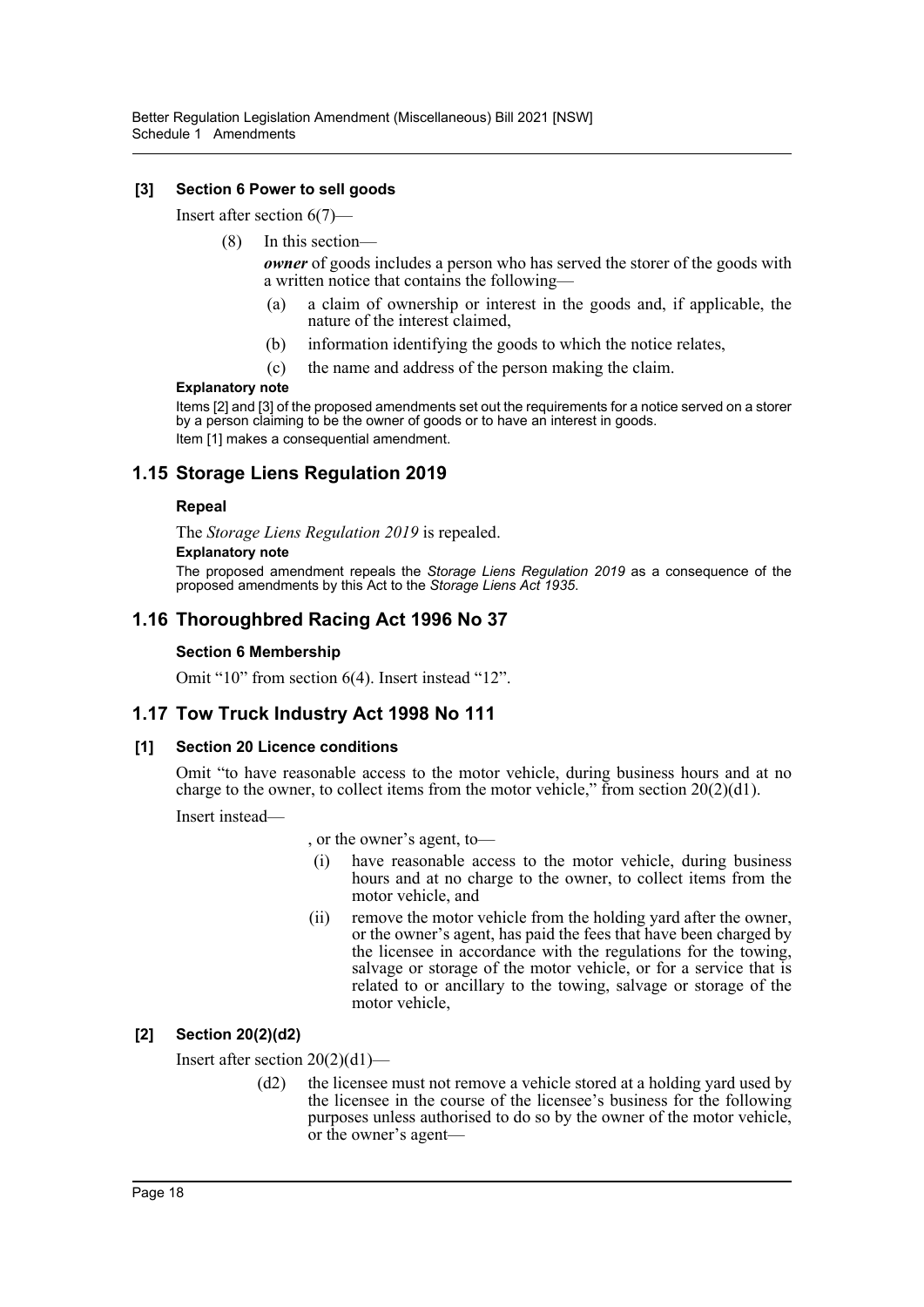**[3] Section 6 Power to sell goods**

Insert after section 6(7)—

(8) In this section—

***owner*** of goods includes a person who has served the storer of the goods with a written notice that contains the following—

(a) a claim of ownership or interest in the goods and, if applicable, the nature of the interest claimed,

(b) information identifying the goods to which the notice relates,

(c) the name and address of the person making the claim.

**Explanatory note**

Items [2] and [3] of the proposed amendments set out the requirements for a notice served on a storer by a person claiming to be the owner of goods or to have an interest in goods.

Item [1] makes a consequential amendment.

## 1.15 Storage Liens Regulation 2019

**Repeal**

The *Storage Liens Regulation 2019* is repealed.

**Explanatory note**

The proposed amendment repeals the *Storage Liens Regulation 2019* as a consequence of the proposed amendments by this Act to the *Storage Liens Act 1935*.

## 1.16 Thoroughbred Racing Act 1996 No 37

**Section 6 Membership**

Omit "10" from section 6(4). Insert instead "12".

## 1.17 Tow Truck Industry Act 1998 No 111

**[1] Section 20 Licence conditions**

Omit "to have reasonable access to the motor vehicle, during business hours and at no charge to the owner, to collect items from the motor vehicle," from section 20(2)(d1).

Insert instead—

, or the owner's agent, to—

(i) have reasonable access to the motor vehicle, during business hours and at no charge to the owner, to collect items from the motor vehicle, and

(ii) remove the motor vehicle from the holding yard after the owner, or the owner's agent, has paid the fees that have been charged by the licensee in accordance with the regulations for the towing, salvage or storage of the motor vehicle, or for a service that is related to or ancillary to the towing, salvage or storage of the motor vehicle,

**[2] Section 20(2)(d2)**

Insert after section 20(2)(d1)—

(d2) the licensee must not remove a vehicle stored at a holding yard used by the licensee in the course of the licensee's business for the following purposes unless authorised to do so by the owner of the motor vehicle, or the owner's agent—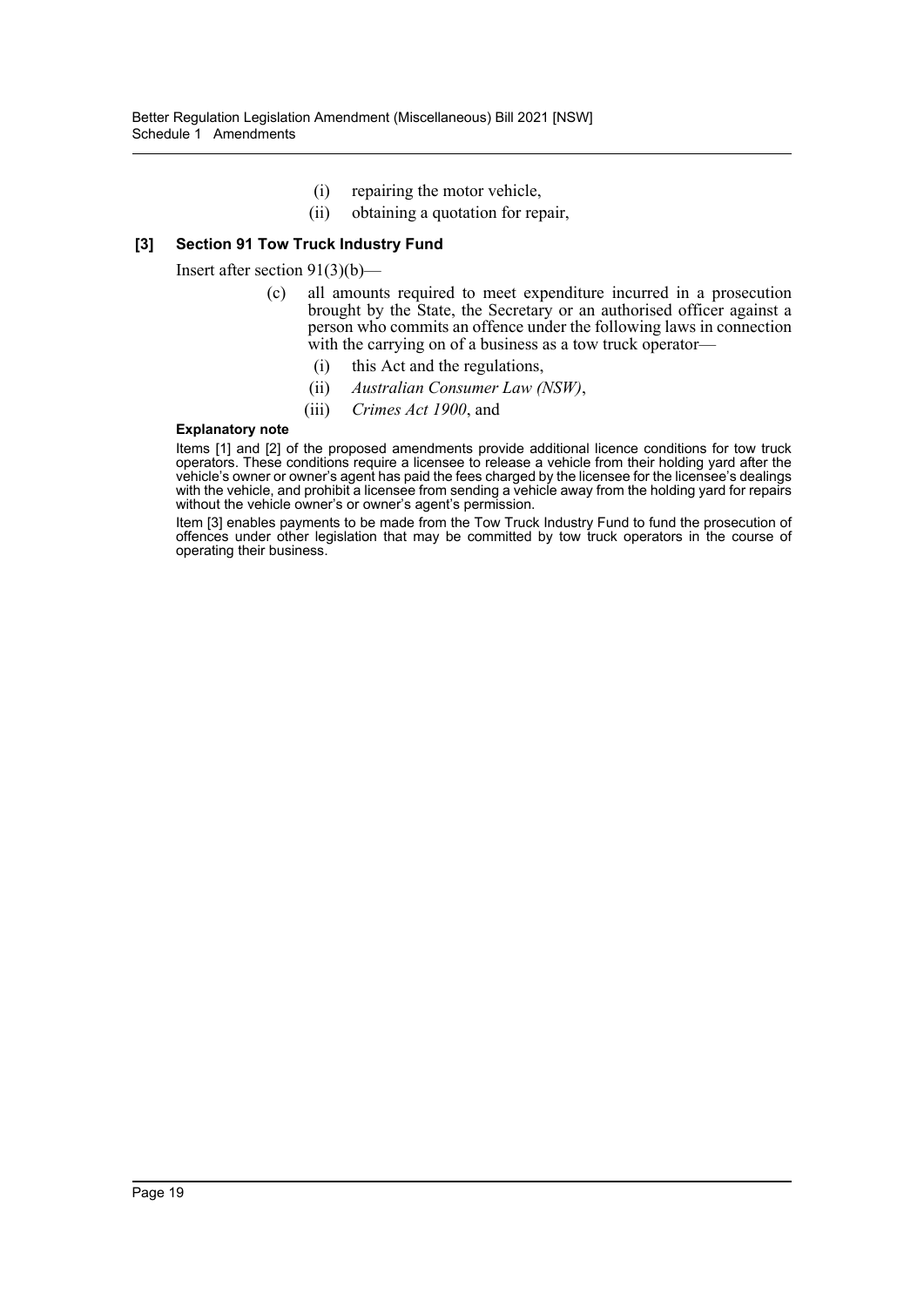(i) repairing the motor vehicle,

(ii) obtaining a quotation for repair,

**[3] Section 91 Tow Truck Industry Fund**

Insert after section 91(3)(b)—

(c) all amounts required to meet expenditure incurred in a prosecution brought by the State, the Secretary or an authorised officer against a person who commits an offence under the following laws in connection with the carrying on of a business as a tow truck operator—

(i) this Act and the regulations,

(ii) *Australian Consumer Law (NSW)*,

(iii) *Crimes Act 1900*, and

**Explanatory note**

Items [1] and [2] of the proposed amendments provide additional licence conditions for tow truck operators. These conditions require a licensee to release a vehicle from their holding yard after the vehicle's owner or owner's agent has paid the fees charged by the licensee for the licensee's dealings with the vehicle, and prohibit a licensee from sending a vehicle away from the holding yard for repairs without the vehicle owner's or owner's agent's permission.

Item [3] enables payments to be made from the Tow Truck Industry Fund to fund the prosecution of offences under other legislation that may be committed by tow truck operators in the course of operating their business.